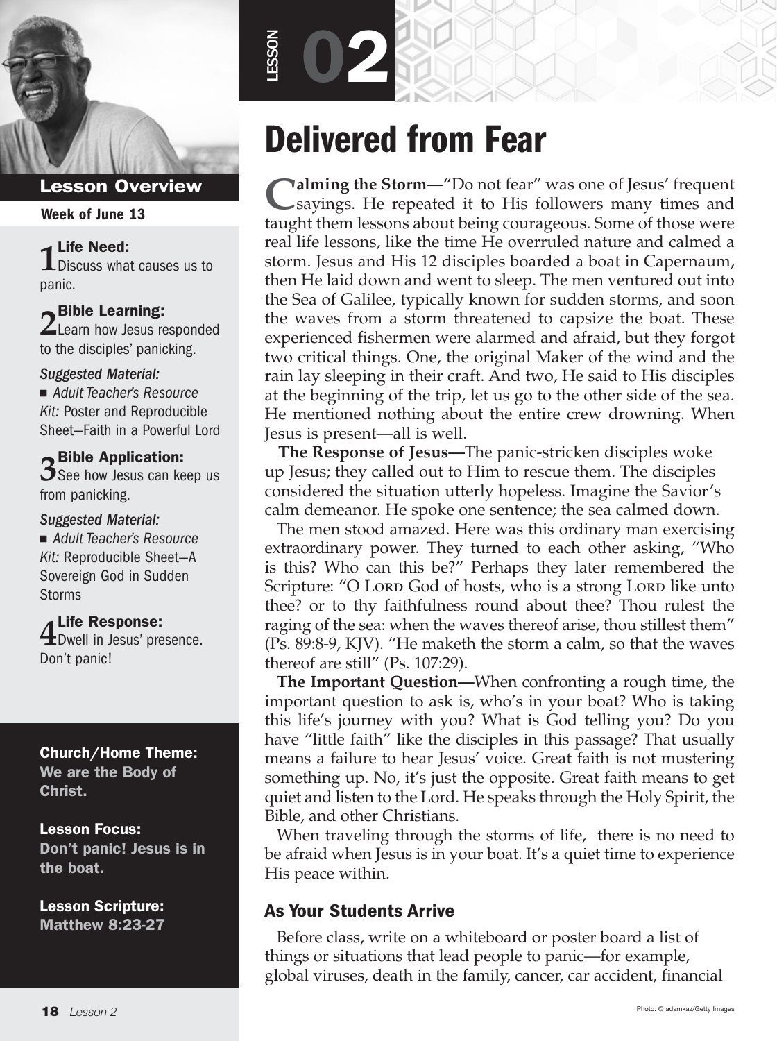LESSON 02

# Delivered from Fear

## Lesson Overview

**Week of June 13**

**1 Life Need:**
Discuss what causes us to panic.

**2 Bible Learning:**
Learn how Jesus responded to the disciples' panicking.

*Suggested Material:*
- *Adult Teacher's Resource Kit:* Poster and Reproducible Sheet—Faith in a Powerful Lord

**3 Bible Application:**
See how Jesus can keep us from panicking.

*Suggested Material:*
- *Adult Teacher's Resource Kit:* Reproducible Sheet—A Sovereign God in Sudden Storms

**4 Life Response:**
Dwell in Jesus' presence. Don't panic!

**Church/Home Theme:**
**We are the Body of Christ.**

**Lesson Focus:**
**Don't panic! Jesus is in the boat.**

**Lesson Scripture:**
**Matthew 8:23-27**

**Calming the Storm—**"Do not fear" was one of Jesus' frequent sayings. He repeated it to His followers many times and taught them lessons about being courageous. Some of those were real life lessons, like the time He overruled nature and calmed a storm. Jesus and His 12 disciples boarded a boat in Capernaum, then He laid down and went to sleep. The men ventured out into the Sea of Galilee, typically known for sudden storms, and soon the waves from a storm threatened to capsize the boat. These experienced fishermen were alarmed and afraid, but they forgot two critical things. One, the original Maker of the wind and the rain lay sleeping in their craft. And two, He said to His disciples at the beginning of the trip, let us go to the other side of the sea. He mentioned nothing about the entire crew drowning. When Jesus is present—all is well.

**The Response of Jesus—**The panic-stricken disciples woke up Jesus; they called out to Him to rescue them. The disciples considered the situation utterly hopeless. Imagine the Savior's calm demeanor. He spoke one sentence; the sea calmed down.

The men stood amazed. Here was this ordinary man exercising extraordinary power. They turned to each other asking, "Who is this? Who can this be?" Perhaps they later remembered the Scripture: "O LORD God of hosts, who is a strong LORD like unto thee? or to thy faithfulness round about thee? Thou rulest the raging of the sea: when the waves thereof arise, thou stillest them" (Ps. 89:8-9, KJV). "He maketh the storm a calm, so that the waves thereof are still" (Ps. 107:29).

**The Important Question—**When confronting a rough time, the important question to ask is, who's in your boat? Who is taking this life's journey with you? What is God telling you? Do you have "little faith" like the disciples in this passage? That usually means a failure to hear Jesus' voice. Great faith is not mustering something up. No, it's just the opposite. Great faith means to get quiet and listen to the Lord. He speaks through the Holy Spirit, the Bible, and other Christians.

When traveling through the storms of life, there is no need to be afraid when Jesus is in your boat. It's a quiet time to experience His peace within.

### As Your Students Arrive

Before class, write on a whiteboard or poster board a list of things or situations that lead people to panic—for example, global viruses, death in the family, cancer, car accident, financial

Photo: © adamkaz/Getty Images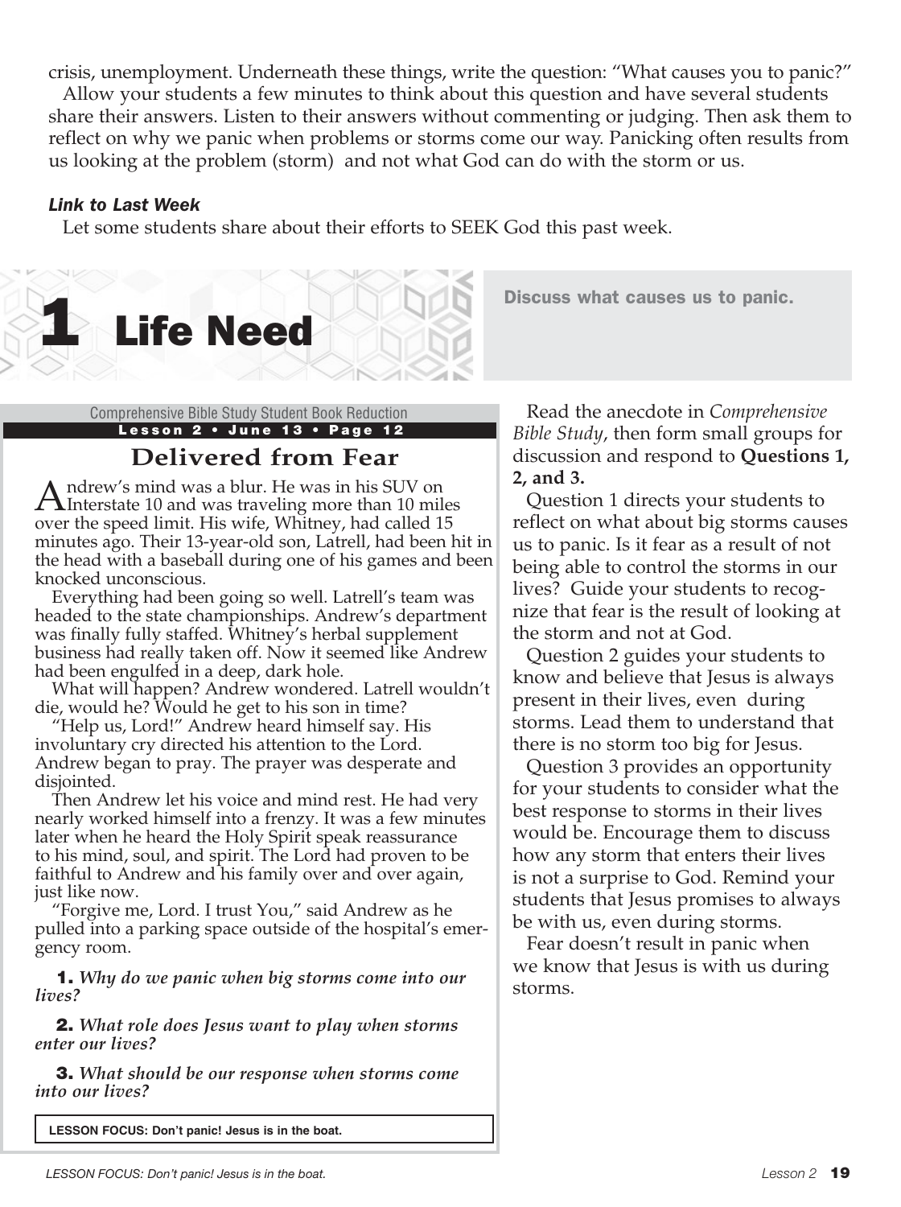crisis, unemployment. Underneath these things, write the question: "What causes you to panic?"

Allow your students a few minutes to think about this question and have several students share their answers. Listen to their answers without commenting or judging. Then ask them to reflect on why we panic when problems or storms come our way. Panicking often results from us looking at the problem (storm) and not what God can do with the storm or us.

***Link to Last Week***

Let some students share about their efforts to SEEK God this past week.

## 1 Life Need

**Discuss what causes us to panic.**

Comprehensive Bible Study Student Book Reduction

**Lesson 2 • June 13 • Page 12**

### Delivered from Fear

Andrew's mind was a blur. He was in his SUV on Interstate 10 and was traveling more than 10 miles over the speed limit. His wife, Whitney, had called 15 minutes ago. Their 13-year-old son, Latrell, had been hit in the head with a baseball during one of his games and been knocked unconscious.

Everything had been going so well. Latrell's team was headed to the state championships. Andrew's department was finally fully staffed. Whitney's herbal supplement business had really taken off. Now it seemed like Andrew had been engulfed in a deep, dark hole.

What will happen? Andrew wondered. Latrell wouldn't die, would he? Would he get to his son in time?

"Help us, Lord!" Andrew heard himself say. His involuntary cry directed his attention to the Lord. Andrew began to pray. The prayer was desperate and disjointed.

Then Andrew let his voice and mind rest. He had very nearly worked himself into a frenzy. It was a few minutes later when he heard the Holy Spirit speak reassurance to his mind, soul, and spirit. The Lord had proven to be faithful to Andrew and his family over and over again, just like now.

"Forgive me, Lord. I trust You," said Andrew as he pulled into a parking space outside of the hospital's emergency room.

**1.** *Why do we panic when big storms come into our lives?*

**2.** *What role does Jesus want to play when storms enter our lives?*

**3.** *What should be our response when storms come into our lives?*

**LESSON FOCUS: Don't panic! Jesus is in the boat.**

Read the anecdote in *Comprehensive Bible Study*, then form small groups for discussion and respond to **Questions 1, 2, and 3.**

Question 1 directs your students to reflect on what about big storms causes us to panic. Is it fear as a result of not being able to control the storms in our lives? Guide your students to recognize that fear is the result of looking at the storm and not at God.

Question 2 guides your students to know and believe that Jesus is always present in their lives, even during storms. Lead them to understand that there is no storm too big for Jesus.

Question 3 provides an opportunity for your students to consider what the best response to storms in their lives would be. Encourage them to discuss how any storm that enters their lives is not a surprise to God. Remind your students that Jesus promises to always be with us, even during storms.

Fear doesn't result in panic when we know that Jesus is with us during storms.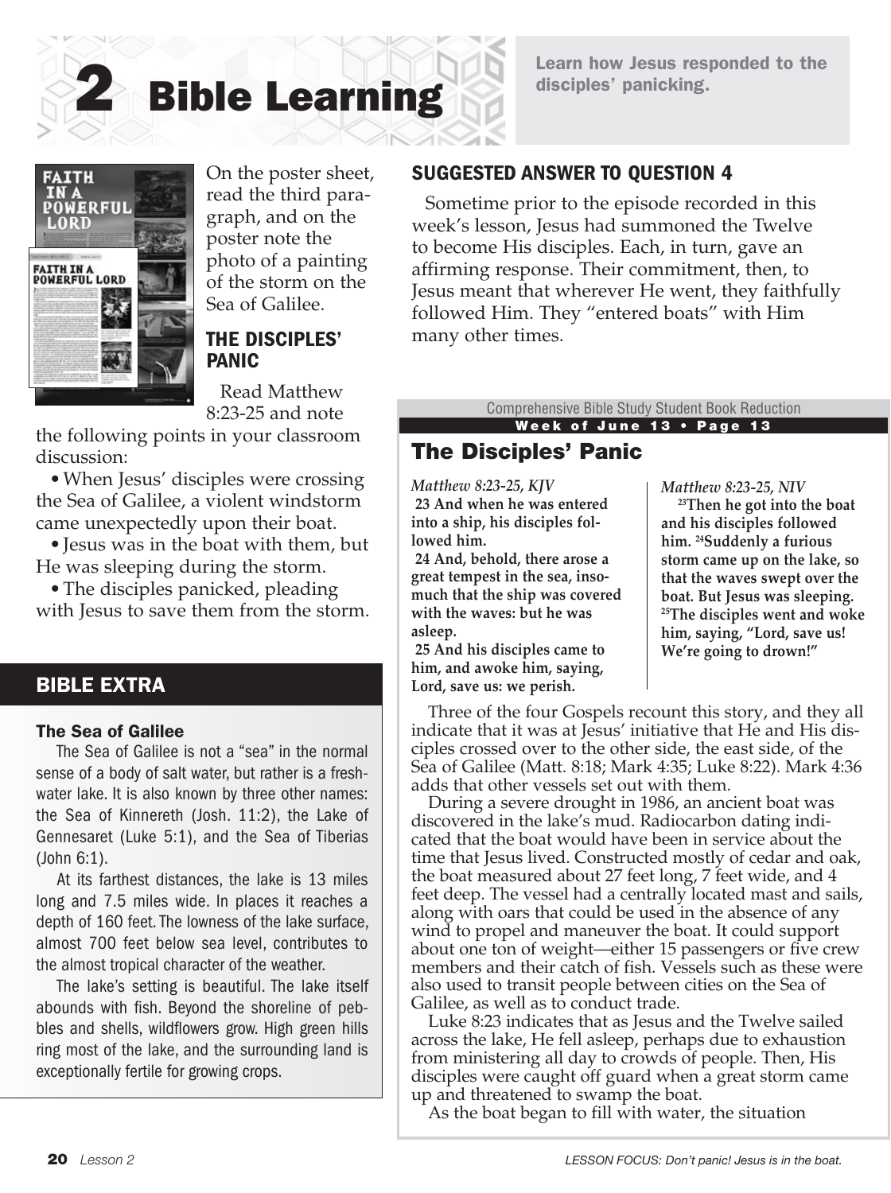# 2 Bible Learning

**Learn how Jesus responded to the disciples' panicking.**

On the poster sheet, read the third paragraph, and on the poster note the photo of a painting of the storm on the Sea of Galilee.

### THE DISCIPLES' PANIC

Read Matthew 8:23-25 and note the following points in your classroom discussion:

- When Jesus' disciples were crossing the Sea of Galilee, a violent windstorm came unexpectedly upon their boat.
- Jesus was in the boat with them, but He was sleeping during the storm.
- The disciples panicked, pleading with Jesus to save them from the storm.

## BIBLE EXTRA

### The Sea of Galilee

The Sea of Galilee is not a "sea" in the normal sense of a body of salt water, but rather is a freshwater lake. It is also known by three other names: the Sea of Kinnereth (Josh. 11:2), the Lake of Gennesaret (Luke 5:1), and the Sea of Tiberias (John 6:1).

At its farthest distances, the lake is 13 miles long and 7.5 miles wide. In places it reaches a depth of 160 feet. The lowness of the lake surface, almost 700 feet below sea level, contributes to the almost tropical character of the weather.

The lake's setting is beautiful. The lake itself abounds with fish. Beyond the shoreline of pebbles and shells, wildflowers grow. High green hills ring most of the lake, and the surrounding land is exceptionally fertile for growing crops.

### SUGGESTED ANSWER TO QUESTION 4

Sometime prior to the episode recorded in this week's lesson, Jesus had summoned the Twelve to become His disciples. Each, in turn, gave an affirming response. Their commitment, then, to Jesus meant that wherever He went, they faithfully followed Him. They "entered boats" with Him many other times.

Comprehensive Bible Study Student Book Reduction
**Week of June 13 • Page 13**

## The Disciples' Panic

*Matthew 8:23-25, KJV*

**23 And when he was entered into a ship, his disciples followed him.**
**24 And, behold, there arose a great tempest in the sea, insomuch that the ship was covered with the waves: but he was asleep.**
**25 And his disciples came to him, and awoke him, saying, Lord, save us: we perish.**

*Matthew 8:23-25, NIV*

**23Then he got into the boat and his disciples followed him. 24Suddenly a furious storm came up on the lake, so that the waves swept over the boat. But Jesus was sleeping. 25The disciples went and woke him, saying, "Lord, save us! We're going to drown!"**

Three of the four Gospels recount this story, and they all indicate that it was at Jesus' initiative that He and His disciples crossed over to the other side, the east side, of the Sea of Galilee (Matt. 8:18; Mark 4:35; Luke 8:22). Mark 4:36 adds that other vessels set out with them.

During a severe drought in 1986, an ancient boat was discovered in the lake's mud. Radiocarbon dating indicated that the boat would have been in service about the time that Jesus lived. Constructed mostly of cedar and oak, the boat measured about 27 feet long, 7 feet wide, and 4 feet deep. The vessel had a centrally located mast and sails, along with oars that could be used in the absence of any wind to propel and maneuver the boat. It could support about one ton of weight—either 15 passengers or five crew members and their catch of fish. Vessels such as these were also used to transit people between cities on the Sea of Galilee, as well as to conduct trade.

Luke 8:23 indicates that as Jesus and the Twelve sailed across the lake, He fell asleep, perhaps due to exhaustion from ministering all day to crowds of people. Then, His disciples were caught off guard when a great storm came up and threatened to swamp the boat.

As the boat began to fill with water, the situation

LESSON FOCUS: Don't panic! Jesus is in the boat.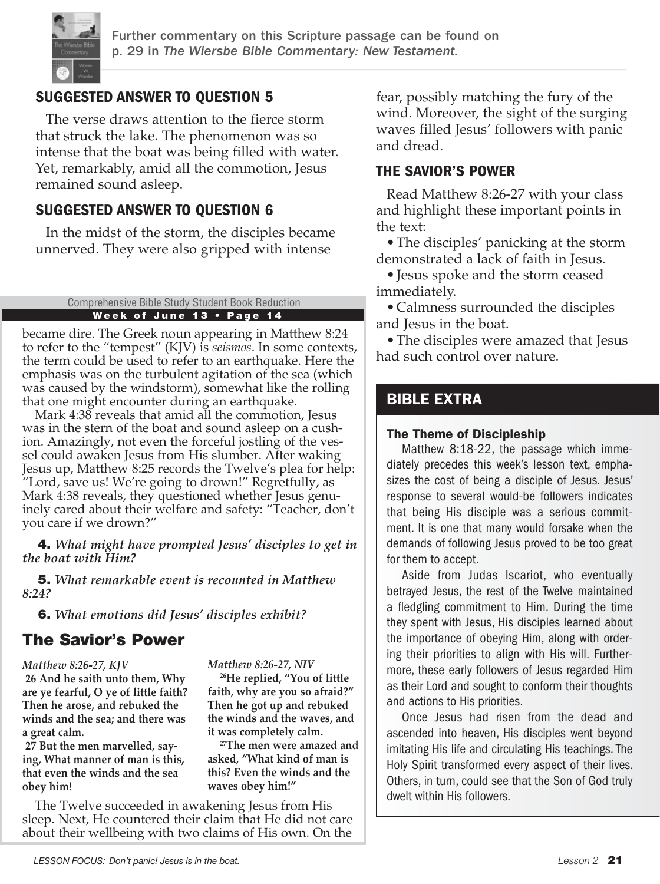Further commentary on this Scripture passage can be found on p. 29 in *The Wiersbe Bible Commentary: New Testament.*

## SUGGESTED ANSWER TO QUESTION 5

The verse draws attention to the fierce storm that struck the lake. The phenomenon was so intense that the boat was being filled with water. Yet, remarkably, amid all the commotion, Jesus remained sound asleep.

## SUGGESTED ANSWER TO QUESTION 6

In the midst of the storm, the disciples became unnerved. They were also gripped with intense fear, possibly matching the fury of the wind. Moreover, the sight of the surging waves filled Jesus' followers with panic and dread.

Comprehensive Bible Study Student Book Reduction

**Week of June 13 • Page 14**

became dire. The Greek noun appearing in Matthew 8:24 to refer to the "tempest" (KJV) is *seismos*. In some contexts, the term could be used to refer to an earthquake. Here the emphasis was on the turbulent agitation of the sea (which was caused by the windstorm), somewhat like the rolling that one might encounter during an earthquake.

Mark 4:38 reveals that amid all the commotion, Jesus was in the stern of the boat and sound asleep on a cushion. Amazingly, not even the forceful jostling of the vessel could awaken Jesus from His slumber. After waking Jesus up, Matthew 8:25 records the Twelve's plea for help: "Lord, save us! We're going to drown!" Regretfully, as Mark 4:38 reveals, they questioned whether Jesus genuinely cared about their welfare and safety: "Teacher, don't you care if we drown?"

**4.** *What might have prompted Jesus' disciples to get in the boat with Him?*

**5.** *What remarkable event is recounted in Matthew 8:24?*

**6.** *What emotions did Jesus' disciples exhibit?*

## The Savior's Power

*Matthew 8:26-27, KJV*

**26 And he saith unto them, Why are ye fearful, O ye of little faith? Then he arose, and rebuked the winds and the sea; and there was a great calm.**

**27 But the men marvelled, saying, What manner of man is this, that even the winds and the sea obey him!**

*Matthew 8:26-27, NIV*

**26 He replied, "You of little faith, why are you so afraid?" Then he got up and rebuked the winds and the waves, and it was completely calm.**

**27 The men were amazed and asked, "What kind of man is this? Even the winds and the waves obey him!"**

The Twelve succeeded in awakening Jesus from His sleep. Next, He countered their claim that He did not care about their wellbeing with two claims of His own. On the

## THE SAVIOR'S POWER

Read Matthew 8:26-27 with your class and highlight these important points in the text:

- The disciples' panicking at the storm demonstrated a lack of faith in Jesus.
- Jesus spoke and the storm ceased immediately.
- Calmness surrounded the disciples and Jesus in the boat.
- The disciples were amazed that Jesus had such control over nature.

## BIBLE EXTRA

### The Theme of Discipleship

Matthew 8:18-22, the passage which immediately precedes this week's lesson text, emphasizes the cost of being a disciple of Jesus. Jesus' response to several would-be followers indicates that being His disciple was a serious commitment. It is one that many would forsake when the demands of following Jesus proved to be too great for them to accept.

Aside from Judas Iscariot, who eventually betrayed Jesus, the rest of the Twelve maintained a fledgling commitment to Him. During the time they spent with Jesus, His disciples learned about the importance of obeying Him, along with ordering their priorities to align with His will. Furthermore, these early followers of Jesus regarded Him as their Lord and sought to conform their thoughts and actions to His priorities.

Once Jesus had risen from the dead and ascended into heaven, His disciples went beyond imitating His life and circulating His teachings. The Holy Spirit transformed every aspect of their lives. Others, in turn, could see that the Son of God truly dwelt within His followers.

*LESSON FOCUS: Don't panic! Jesus is in the boat.*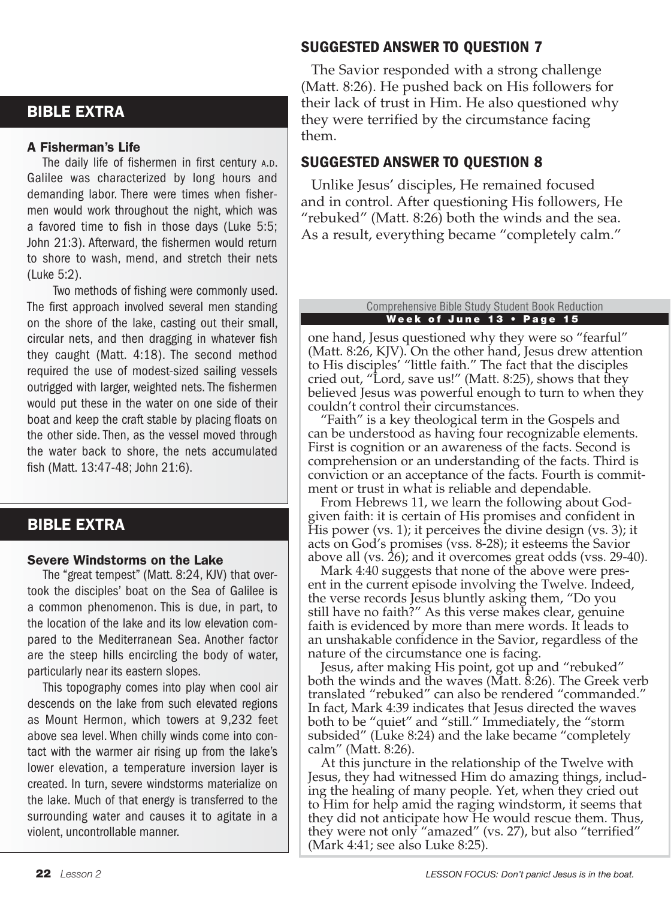## BIBLE EXTRA

### A Fisherman's Life

The daily life of fishermen in first century A.D. Galilee was characterized by long hours and demanding labor. There were times when fishermen would work throughout the night, which was a favored time to fish in those days (Luke 5:5; John 21:3). Afterward, the fishermen would return to shore to wash, mend, and stretch their nets (Luke 5:2).

Two methods of fishing were commonly used. The first approach involved several men standing on the shore of the lake, casting out their small, circular nets, and then dragging in whatever fish they caught (Matt. 4:18). The second method required the use of modest-sized sailing vessels outrigged with larger, weighted nets. The fishermen would put these in the water on one side of their boat and keep the craft stable by placing floats on the other side. Then, as the vessel moved through the water back to shore, the nets accumulated fish (Matt. 13:47-48; John 21:6).

## BIBLE EXTRA

### Severe Windstorms on the Lake

The "great tempest" (Matt. 8:24, KJV) that overtook the disciples' boat on the Sea of Galilee is a common phenomenon. This is due, in part, to the location of the lake and its low elevation compared to the Mediterranean Sea. Another factor are the steep hills encircling the body of water, particularly near its eastern slopes.

This topography comes into play when cool air descends on the lake from such elevated regions as Mount Hermon, which towers at 9,232 feet above sea level. When chilly winds come into contact with the warmer air rising up from the lake's lower elevation, a temperature inversion layer is created. In turn, severe windstorms materialize on the lake. Much of that energy is transferred to the surrounding water and causes it to agitate in a violent, uncontrollable manner.

## SUGGESTED ANSWER TO QUESTION 7

The Savior responded with a strong challenge (Matt. 8:26). He pushed back on His followers for their lack of trust in Him. He also questioned why they were terrified by the circumstance facing them.

## SUGGESTED ANSWER TO QUESTION 8

Unlike Jesus' disciples, He remained focused and in control. After questioning His followers, He "rebuked" (Matt. 8:26) both the winds and the sea. As a result, everything became "completely calm."

Comprehensive Bible Study Student Book Reduction
**Week of June 13 • Page 15**

one hand, Jesus questioned why they were so "fearful" (Matt. 8:26, KJV). On the other hand, Jesus drew attention to His disciples' "little faith." The fact that the disciples cried out, "Lord, save us!" (Matt. 8:25), shows that they believed Jesus was powerful enough to turn to when they couldn't control their circumstances.

"Faith" is a key theological term in the Gospels and can be understood as having four recognizable elements. First is cognition or an awareness of the facts. Second is comprehension or an understanding of the facts. Third is conviction or an acceptance of the facts. Fourth is commitment or trust in what is reliable and dependable.

From Hebrews 11, we learn the following about God-given faith: it is certain of His promises and confident in His power (vs. 1); it perceives the divine design (vs. 3); it acts on God's promises (vss. 8-28); it esteems the Savior above all (vs. 26); and it overcomes great odds (vss. 29-40).

Mark 4:40 suggests that none of the above were present in the current episode involving the Twelve. Indeed, the verse records Jesus bluntly asking them, "Do you still have no faith?" As this verse makes clear, genuine faith is evidenced by more than mere words. It leads to an unshakable confidence in the Savior, regardless of the nature of the circumstance one is facing.

Jesus, after making His point, got up and "rebuked" both the winds and the waves (Matt. 8:26). The Greek verb translated "rebuked" can also be rendered "commanded." In fact, Mark 4:39 indicates that Jesus directed the waves both to be "quiet" and "still." Immediately, the "storm subsided" (Luke 8:24) and the lake became "completely calm" (Matt. 8:26).

At this juncture in the relationship of the Twelve with Jesus, they had witnessed Him do amazing things, including the healing of many people. Yet, when they cried out to Him for help amid the raging windstorm, it seems that they did not anticipate how He would rescue them. Thus, they were not only "amazed" (vs. 27), but also "terrified" (Mark 4:41; see also Luke 8:25).

*LESSON FOCUS: Don't panic! Jesus is in the boat.*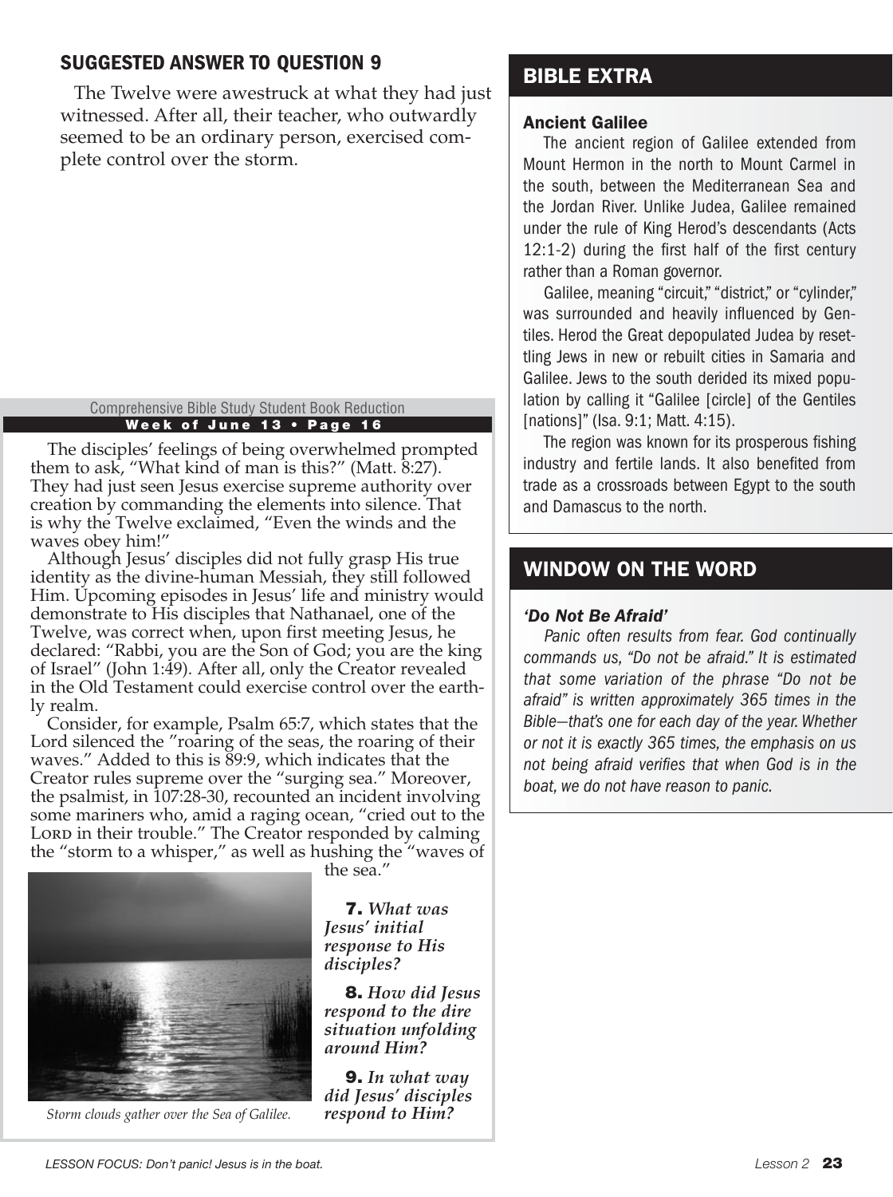## SUGGESTED ANSWER TO QUESTION 9

The Twelve were awestruck at what they had just witnessed. After all, their teacher, who outwardly seemed to be an ordinary person, exercised complete control over the storm.

Comprehensive Bible Study Student Book Reduction

**Week of June 13 • Page 16**

The disciples' feelings of being overwhelmed prompted them to ask, "What kind of man is this?" (Matt. 8:27). They had just seen Jesus exercise supreme authority over creation by commanding the elements into silence. That is why the Twelve exclaimed, "Even the winds and the waves obey him!"

Although Jesus' disciples did not fully grasp His true identity as the divine-human Messiah, they still followed Him. Upcoming episodes in Jesus' life and ministry would demonstrate to His disciples that Nathanael, one of the Twelve, was correct when, upon first meeting Jesus, he declared: "Rabbi, you are the Son of God; you are the king of Israel" (John 1:49). After all, only the Creator revealed in the Old Testament could exercise control over the earthly realm.

Consider, for example, Psalm 65:7, which states that the Lord silenced the "roaring of the seas, the roaring of their waves." Added to this is 89:9, which indicates that the Creator rules supreme over the "surging sea." Moreover, the psalmist, in 107:28-30, recounted an incident involving some mariners who, amid a raging ocean, "cried out to the Lord in their trouble." The Creator responded by calming the "storm to a whisper," as well as hushing the "waves of the sea."

*Storm clouds gather over the Sea of Galilee.*

**7.** ***What was Jesus' initial response to His disciples?***

**8.** ***How did Jesus respond to the dire situation unfolding around Him?***

**9.** ***In what way did Jesus' disciples respond to Him?***

## BIBLE EXTRA

### Ancient Galilee

The ancient region of Galilee extended from Mount Hermon in the north to Mount Carmel in the south, between the Mediterranean Sea and the Jordan River. Unlike Judea, Galilee remained under the rule of King Herod's descendants (Acts 12:1-2) during the first half of the first century rather than a Roman governor.

Galilee, meaning "circuit," "district," or "cylinder," was surrounded and heavily influenced by Gentiles. Herod the Great depopulated Judea by resettling Jews in new or rebuilt cities in Samaria and Galilee. Jews to the south derided its mixed population by calling it "Galilee [circle] of the Gentiles [nations]" (Isa. 9:1; Matt. 4:15).

The region was known for its prosperous fishing industry and fertile lands. It also benefited from trade as a crossroads between Egypt to the south and Damascus to the north.

## WINDOW ON THE WORD

### *'Do Not Be Afraid'*

*Panic often results from fear. God continually commands us, "Do not be afraid." It is estimated that some variation of the phrase "Do not be afraid" is written approximately 365 times in the Bible—that's one for each day of the year. Whether or not it is exactly 365 times, the emphasis on us not being afraid verifies that when God is in the boat, we do not have reason to panic.*

*LESSON FOCUS: Don't panic! Jesus is in the boat.*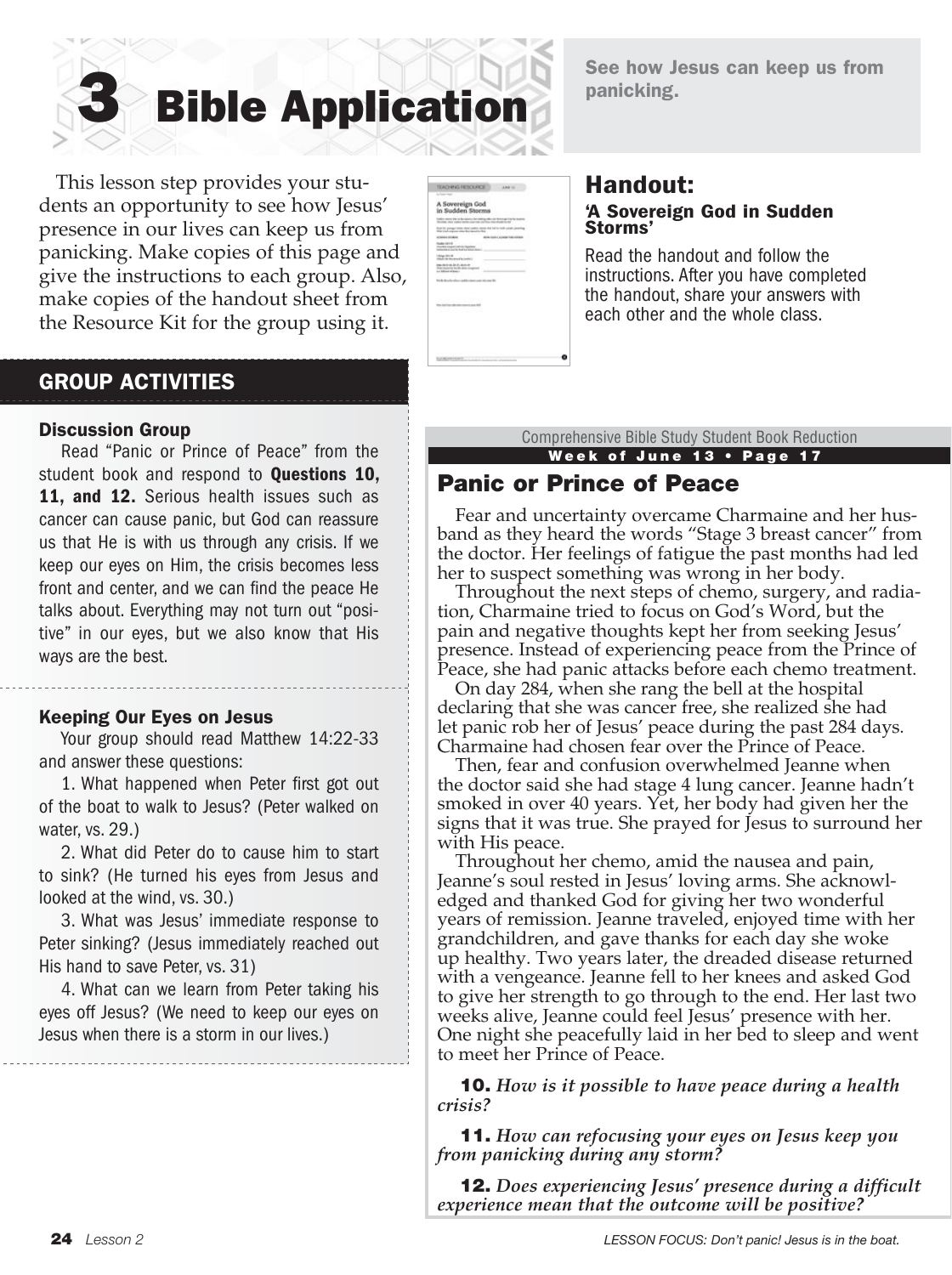# 3 Bible Application

See how Jesus can keep us from panicking.

This lesson step provides your students an opportunity to see how Jesus' presence in our lives can keep us from panicking. Make copies of this page and give the instructions to each group. Also, make copies of the handout sheet from the Resource Kit for the group using it.

## Handout:

### 'A Sovereign God in Sudden Storms'

Read the handout and follow the instructions. After you have completed the handout, share your answers with each other and the whole class.

## GROUP ACTIVITIES

### Discussion Group

Read "Panic or Prince of Peace" from the student book and respond to **Questions 10, 11, and 12.** Serious health issues such as cancer can cause panic, but God can reassure us that He is with us through any crisis. If we keep our eyes on Him, the crisis becomes less front and center, and we can find the peace He talks about. Everything may not turn out "positive" in our eyes, but we also know that His ways are the best.

### Keeping Our Eyes on Jesus

Your group should read Matthew 14:22-33 and answer these questions:

1. What happened when Peter first got out of the boat to walk to Jesus? (Peter walked on water, vs. 29.)

2. What did Peter do to cause him to start to sink? (He turned his eyes from Jesus and looked at the wind, vs. 30.)

3. What was Jesus' immediate response to Peter sinking? (Jesus immediately reached out His hand to save Peter, vs. 31)

4. What can we learn from Peter taking his eyes off Jesus? (We need to keep our eyes on Jesus when there is a storm in our lives.)

Comprehensive Bible Study Student Book Reduction

**Week of June 13 • Page 17**

## Panic or Prince of Peace

Fear and uncertainty overcame Charmaine and her husband as they heard the words "Stage 3 breast cancer" from the doctor. Her feelings of fatigue the past months had led her to suspect something was wrong in her body.

Throughout the next steps of chemo, surgery, and radiation, Charmaine tried to focus on God's Word, but the pain and negative thoughts kept her from seeking Jesus' presence. Instead of experiencing peace from the Prince of Peace, she had panic attacks before each chemo treatment.

On day 284, when she rang the bell at the hospital declaring that she was cancer free, she realized she had let panic rob her of Jesus' peace during the past 284 days. Charmaine had chosen fear over the Prince of Peace.

Then, fear and confusion overwhelmed Jeanne when the doctor said she had stage 4 lung cancer. Jeanne hadn't smoked in over 40 years. Yet, her body had given her the signs that it was true. She prayed for Jesus to surround her with His peace.

Throughout her chemo, amid the nausea and pain, Jeanne's soul rested in Jesus' loving arms. She acknowledged and thanked God for giving her two wonderful years of remission. Jeanne traveled, enjoyed time with her grandchildren, and gave thanks for each day she woke up healthy. Two years later, the dreaded disease returned with a vengeance. Jeanne fell to her knees and asked God to give her strength to go through to the end. Her last two weeks alive, Jeanne could feel Jesus' presence with her. One night she peacefully laid in her bed to sleep and went to meet her Prince of Peace.

**10.** *How is it possible to have peace during a health crisis?*

**11.** *How can refocusing your eyes on Jesus keep you from panicking during any storm?*

**12.** *Does experiencing Jesus' presence during a difficult experience mean that the outcome will be positive?*

LESSON FOCUS: Don't panic! Jesus is in the boat.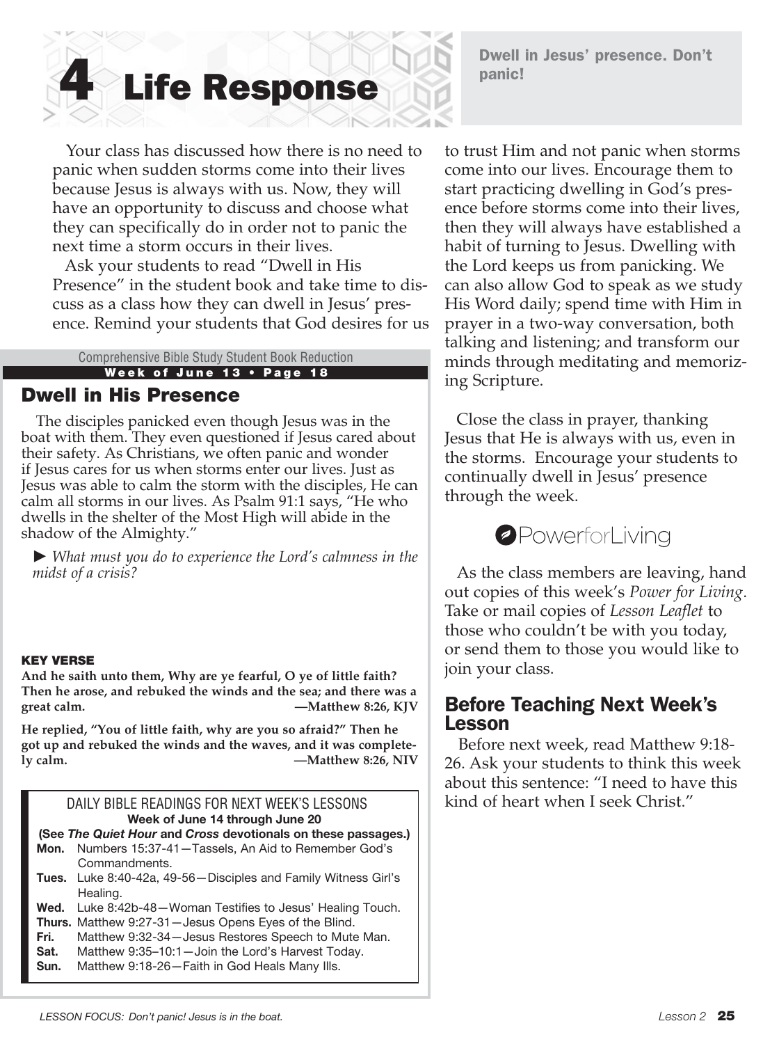# 4 Life Response

**Dwell in Jesus' presence. Don't panic!**

Your class has discussed how there is no need to panic when sudden storms come into their lives because Jesus is always with us. Now, they will have an opportunity to discuss and choose what they can specifically do in order not to panic the next time a storm occurs in their lives.

Ask your students to read "Dwell in His Presence" in the student book and take time to discuss as a class how they can dwell in Jesus' presence. Remind your students that God desires for us to trust Him and not panic when storms come into our lives. Encourage them to start practicing dwelling in God's presence before storms come into their lives, then they will always have established a habit of turning to Jesus. Dwelling with the Lord keeps us from panicking. We can also allow God to speak as we study His Word daily; spend time with Him in prayer in a two-way conversation, both talking and listening; and transform our minds through meditating and memorizing Scripture.

Comprehensive Bible Study Student Book Reduction
**Week of June 13 • Page 18**

## Dwell in His Presence

The disciples panicked even though Jesus was in the boat with them. They even questioned if Jesus cared about their safety. As Christians, we often panic and wonder if Jesus cares for us when storms enter our lives. Just as Jesus was able to calm the storm with the disciples, He can calm all storms in our lives. As Psalm 91:1 says, "He who dwells in the shelter of the Most High will abide in the shadow of the Almighty."

► *What must you do to experience the Lord's calmness in the midst of a crisis?*

**KEY VERSE**

**And he saith unto them, Why are ye fearful, O ye of little faith? Then he arose, and rebuked the winds and the sea; and there was a great calm. —Matthew 8:26, KJV**

**He replied, "You of little faith, why are you so afraid?" Then he got up and rebuked the winds and the waves, and it was completely calm. —Matthew 8:26, NIV**

DAILY BIBLE READINGS FOR NEXT WEEK'S LESSONS
**Week of June 14 through June 20**
**(See *The Quiet Hour* and *Cross* devotionals on these passages.)**

- **Mon.** Numbers 15:37-41—Tassels, An Aid to Remember God's Commandments.
- **Tues.** Luke 8:40-42a, 49-56—Disciples and Family Witness Girl's Healing.
- **Wed.** Luke 8:42b-48—Woman Testifies to Jesus' Healing Touch.
- **Thurs.** Matthew 9:27-31—Jesus Opens Eyes of the Blind.
- **Fri.** Matthew 9:32-34—Jesus Restores Speech to Mute Man.
- **Sat.** Matthew 9:35–10:1—Join the Lord's Harvest Today.
- **Sun.** Matthew 9:18-26—Faith in God Heals Many Ills.

Close the class in prayer, thanking Jesus that He is always with us, even in the storms. Encourage your students to continually dwell in Jesus' presence through the week.

PowerforLiving

As the class members are leaving, hand out copies of this week's *Power for Living*. Take or mail copies of *Lesson Leaflet* to those who couldn't be with you today, or send them to those you would like to join your class.

## Before Teaching Next Week's Lesson

Before next week, read Matthew 9:18-26. Ask your students to think this week about this sentence: "I need to have this kind of heart when I seek Christ."

*LESSON FOCUS: Don't panic! Jesus is in the boat.*